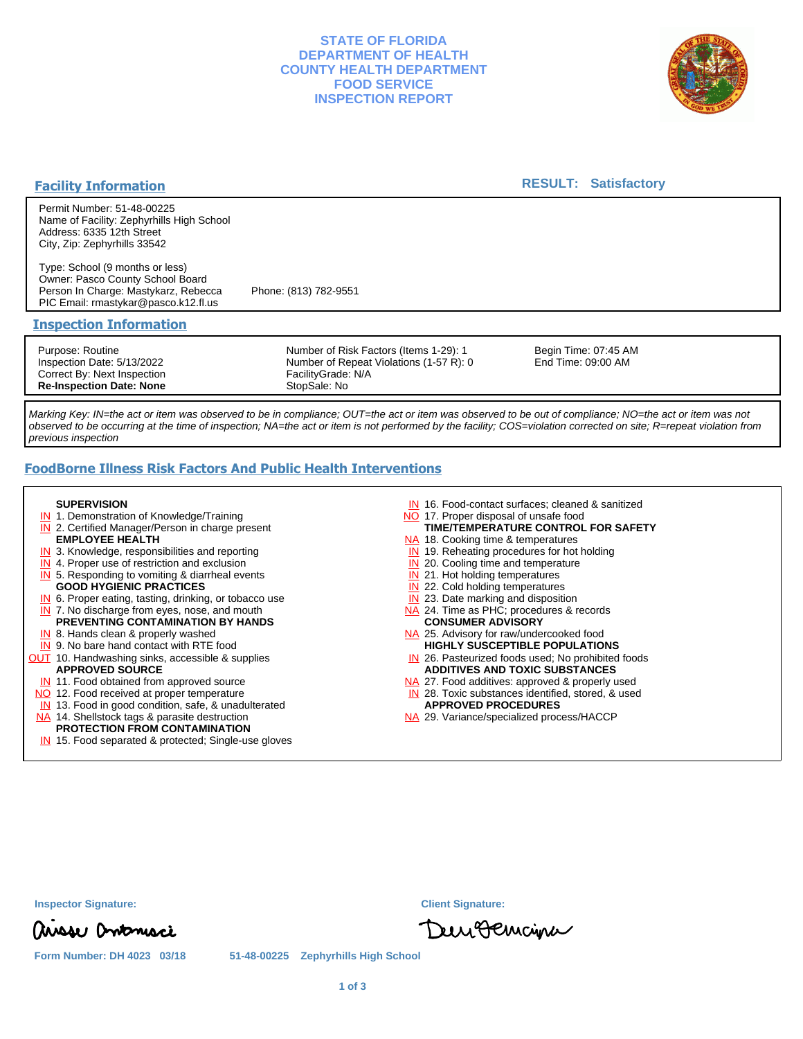# STATE OF FLORIDA
# DEPARTMENT OF HEALTH
# COUNTY HEALTH DEPARTMENT
# FOOD SERVICE
# INSPECTION REPORT

## Facility Information

**RESULT: Satisfactory**

Permit Number: 51-48-00225
Name of Facility: Zephyrhills High School
Address: 6335 12th Street
City, Zip: Zephyrhills 33542

Type: School (9 months or less)
Owner: Pasco County School Board
Person In Charge: Mastykarz, Rebecca
Phone: (813) 782-9551
PIC Email: rmastykar@pasco.k12.fl.us

## Inspection Information

Purpose: Routine
Inspection Date: 5/13/2022
Correct By: Next Inspection
**Re-Inspection Date: None**

Number of Risk Factors (Items 1-29): 1
Number of Repeat Violations (1-57 R): 0
FacilityGrade: N/A
StopSale: No

Begin Time: 07:45 AM
End Time: 09:00 AM

*Marking Key: IN=the act or item was observed to be in compliance; OUT=the act or item was observed to be out of compliance; NO=the act or item was not observed to be occurring at the time of inspection; NA=the act or item is not performed by the facility; COS=violation corrected on site; R=repeat violation from previous inspection*

## FoodBorne Illness Risk Factors And Public Health Interventions

**SUPERVISION**
- IN 1. Demonstration of Knowledge/Training
- IN 2. Certified Manager/Person in charge present

**EMPLOYEE HEALTH**
- IN 3. Knowledge, responsibilities and reporting
- IN 4. Proper use of restriction and exclusion
- IN 5. Responding to vomiting & diarrheal events

**GOOD HYGIENIC PRACTICES**
- IN 6. Proper eating, tasting, drinking, or tobacco use
- IN 7. No discharge from eyes, nose, and mouth

**PREVENTING CONTAMINATION BY HANDS**
- IN 8. Hands clean & properly washed
- IN 9. No bare hand contact with RTE food
- OUT 10. Handwashing sinks, accessible & supplies

**APPROVED SOURCE**
- IN 11. Food obtained from approved source
- NO 12. Food received at proper temperature
- IN 13. Food in good condition, safe, & unadulterated
- NA 14. Shellstock tags & parasite destruction

**PROTECTION FROM CONTAMINATION**
- IN 15. Food separated & protected; Single-use gloves
- IN 16. Food-contact surfaces; cleaned & sanitized
- NO 17. Proper disposal of unsafe food

**TIME/TEMPERATURE CONTROL FOR SAFETY**
- NA 18. Cooking time & temperatures
- IN 19. Reheating procedures for hot holding
- IN 20. Cooling time and temperature
- IN 21. Hot holding temperatures
- IN 22. Cold holding temperatures
- IN 23. Date marking and disposition
- NA 24. Time as PHC; procedures & records

**CONSUMER ADVISORY**
- NA 25. Advisory for raw/undercooked food

**HIGHLY SUSCEPTIBLE POPULATIONS**
- IN 26. Pasteurized foods used; No prohibited foods

**ADDITIVES AND TOXIC SUBSTANCES**
- NA 27. Food additives: approved & properly used
- IN 28. Toxic substances identified, stored, & used

**APPROVED PROCEDURES**
- NA 29. Variance/specialized process/HACCP

**Inspector Signature:**

**Client Signature:**

**Form Number: DH 4023 03/18** 51-48-00225 Zephyrhills High School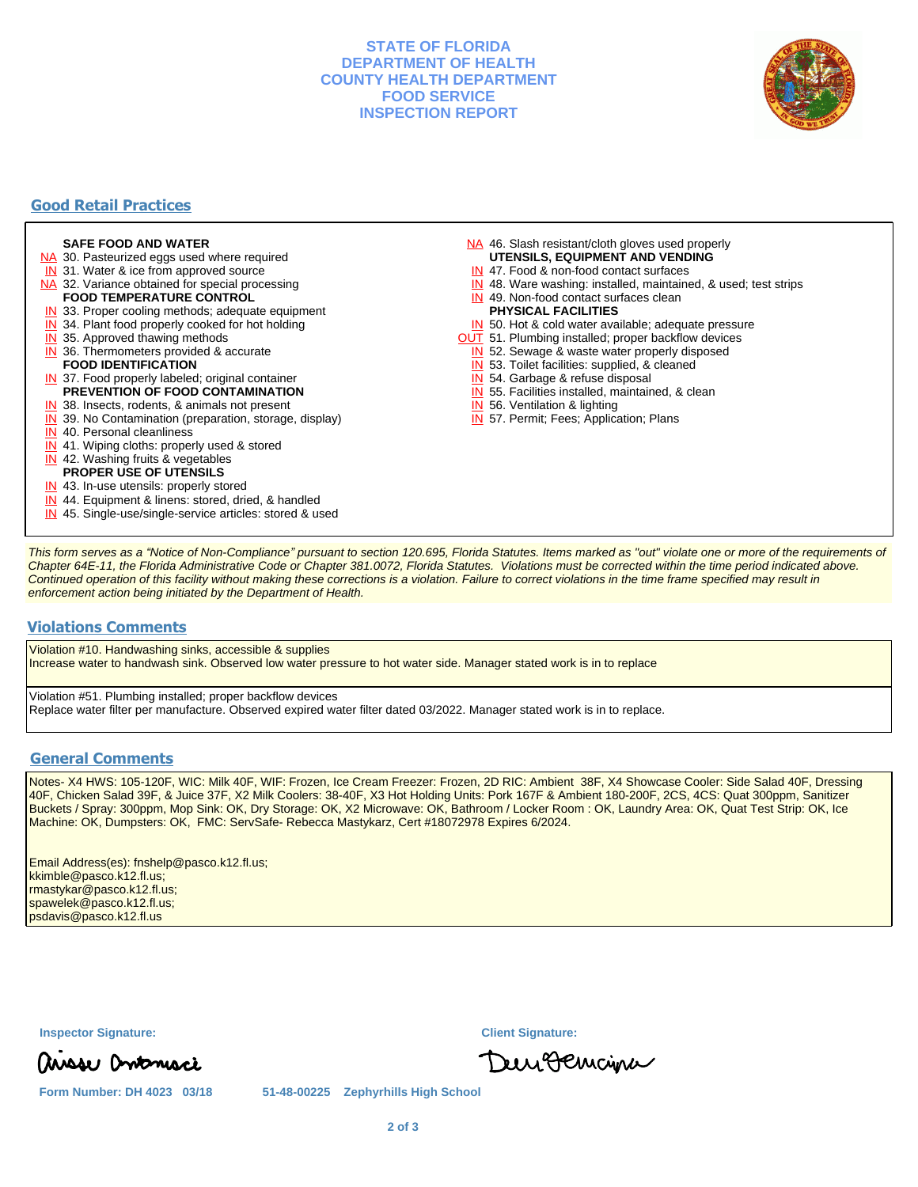**STATE OF FLORIDA**
**DEPARTMENT OF HEALTH**
**COUNTY HEALTH DEPARTMENT**
**FOOD SERVICE**
**INSPECTION REPORT**

## Good Retail Practices

**SAFE FOOD AND WATER**
- NA 30. Pasteurized eggs used where required
- IN 31. Water & ice from approved source
- NA 32. Variance obtained for special processing

**FOOD TEMPERATURE CONTROL**
- IN 33. Proper cooling methods; adequate equipment
- IN 34. Plant food properly cooked for hot holding
- IN 35. Approved thawing methods
- IN 36. Thermometers provided & accurate

**FOOD IDENTIFICATION**
- IN 37. Food properly labeled; original container

**PREVENTION OF FOOD CONTAMINATION**
- IN 38. Insects, rodents, & animals not present
- IN 39. No Contamination (preparation, storage, display)
- IN 40. Personal cleanliness
- IN 41. Wiping cloths: properly used & stored
- IN 42. Washing fruits & vegetables

**PROPER USE OF UTENSILS**
- IN 43. In-use utensils: properly stored
- IN 44. Equipment & linens: stored, dried, & handled
- IN 45. Single-use/single-service articles: stored & used
- NA 46. Slash resistant/cloth gloves used properly

**UTENSILS, EQUIPMENT AND VENDING**
- IN 47. Food & non-food contact surfaces
- IN 48. Ware washing: installed, maintained, & used; test strips
- IN 49. Non-food contact surfaces clean

**PHYSICAL FACILITIES**
- IN 50. Hot & cold water available; adequate pressure
- OUT 51. Plumbing installed; proper backflow devices
- IN 52. Sewage & waste water properly disposed
- IN 53. Toilet facilities: supplied, & cleaned
- IN 54. Garbage & refuse disposal
- IN 55. Facilities installed, maintained, & clean
- IN 56. Ventilation & lighting
- IN 57. Permit; Fees; Application; Plans

*This form serves as a "Notice of Non-Compliance" pursuant to section 120.695, Florida Statutes. Items marked as "out" violate one or more of the requirements of Chapter 64E-11, the Florida Administrative Code or Chapter 381.0072, Florida Statutes. Violations must be corrected within the time period indicated above. Continued operation of this facility without making these corrections is a violation. Failure to correct violations in the time frame specified may result in enforcement action being initiated by the Department of Health.*

## Violations Comments

Violation #10. Handwashing sinks, accessible & supplies
Increase water to handwash sink. Observed low water pressure to hot water side. Manager stated work is in to replace

Violation #51. Plumbing installed; proper backflow devices
Replace water filter per manufacture. Observed expired water filter dated 03/2022. Manager stated work is in to replace.

## General Comments

Notes- X4 HWS: 105-120F, WIC: Milk 40F, WIF: Frozen, Ice Cream Freezer: Frozen, 2D RIC: Ambient 38F, X4 Showcase Cooler: Side Salad 40F, Dressing 40F, Chicken Salad 39F, & Juice 37F, X2 Milk Coolers: 38-40F, X3 Hot Holding Units: Pork 167F & Ambient 180-200F, 2CS, 4CS: Quat 300ppm, Sanitizer Buckets / Spray: 300ppm, Mop Sink: OK, Dry Storage: OK, X2 Microwave: OK, Bathroom / Locker Room : OK, Laundry Area: OK, Quat Test Strip: OK, Ice Machine: OK, Dumpsters: OK, FMC: ServSafe- Rebecca Mastykarz, Cert #18072978 Expires 6/2024.

Email Address(es): fnshelp@pasco.k12.fl.us;
kkimble@pasco.k12.fl.us;
rmastykar@pasco.k12.fl.us;
spawelek@pasco.k12.fl.us;
psdavis@pasco.k12.fl.us

**Inspector Signature:** Aisse Antonucci

**Client Signature:** Deni Gemcina

**Form Number: DH 4023 03/18** **51-48-00225 Zephyrhills High School**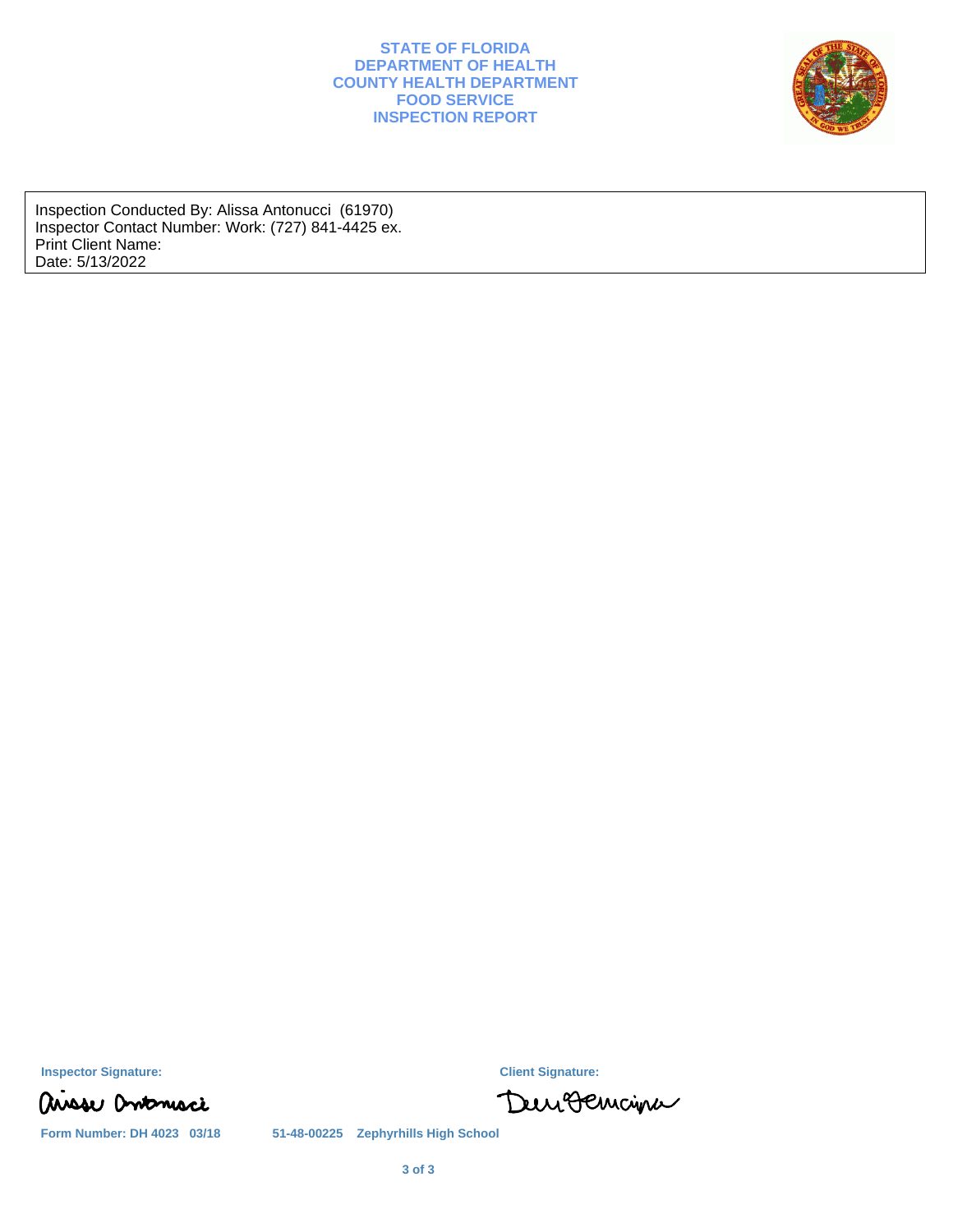**STATE OF FLORIDA**
**DEPARTMENT OF HEALTH**
**COUNTY HEALTH DEPARTMENT**
**FOOD SERVICE**
**INSPECTION REPORT**

Inspection Conducted By: Alissa Antonucci (61970)
Inspector Contact Number: Work: (727) 841-4425 ex.
Print Client Name:
Date: 5/13/2022

**Inspector Signature:**

**Client Signature:**

**Form Number: DH 4023 03/18** **51-48-00225 Zephyrhills High School**